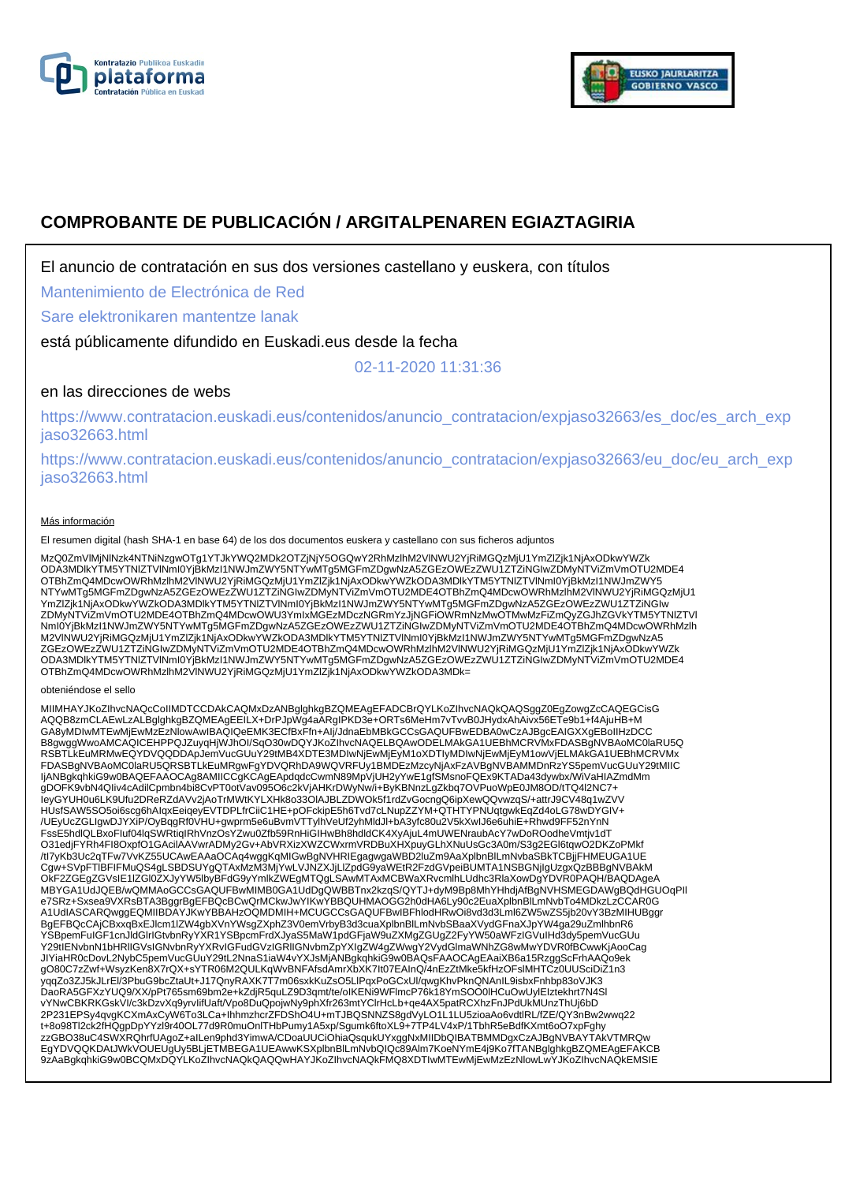# COMPROBANTE DE PUBLICACIÓN / ARGITALPENAREN EGIAZTAGIRIA

El anuncio de contratación en sus dos versiones castellano y euskera, con títulos

Mantenimiento de Electrónica de Red

Sare elektronikaren mantentze lanak

está públicamente difundido en Euskadi.eus desde la fecha

02-11-2020 11:31:36

en las direcciones de webs

https://www.contratacion.euskadi.eus/contenidos/anuncio_contratacion/expjaso32663/es_doc/es_arch_expjaso32663.html

https://www.contratacion.euskadi.eus/contenidos/anuncio_contratacion/expjaso32663/eu_doc/eu_arch_expjaso32663.html

Más información

El resumen digital (hash SHA-1 en base 64) de los dos documentos euskera y castellano con sus ficheros adjuntos

MzQ0ZmVlMjNlNzk4NTNiNzgwOTg1YTJkYWQ2MDk2OTZjNjY5OGQwY2RhMzlhM2VlNWU2YjRiMGQzMjU1YmZlZjk1NjAxODkwYWZk
ODA3MDlkYTM5YTNlZTVlNmI0YjBkMzI1NWJmZWY5NTYwMTg5MGFmZDgwNzA5ZGEzOWEzZWU1ZTZiNGIwZDMyNTViZmVmOTU2MDE4
OTBhZmQ4MDcwOWRhMzlhM2VlNWU2YjRiMGQzMjU1YmZlZjk1NjAxODkwYWZkODA3MDlkYTM5YTNlZTVlNmI0YjBkMzI1NWJmZWY5
NTYwMTg5MGFmZDgwNzA5ZGEzOWEzZWU1ZTZiNGIwZDMyNTViZmVmOTU2MDE4OTBhZmQ4MDcwOWRhMzlhM2VlNWU2YjRiMGQzMjU1
YmZlZjk1NjAxODkwYWZkODA3MDlkYTM5YTNlZTVlNmI0YjBkMzI1NWJmZWY5NTYwMTg5MGFmZDgwNzA5ZGEzOWEzZWU1ZTZiNGIw
ZDMyNTViZmVmOTU2MDE4OTBhZmQ4MDcwOWU3YmIxMGEzMDczNGRmYzJjNGFiOWRmNzMwOTMwMzFiZmQyZGJhZGVkYTM5YTNlZTVl
NmI0YjBkMzI1NWJmZWY5NTYwMTg5MGFmZDgwNzA5ZGEzOWEzZWU1ZTZiNGIwZDMyNTViZmVmOTU2MDE4OTBhZmQ4MDcwOWRhMzlh
M2VlNWU2YjRiMGQzMjU1YmZlZjk1NjAxODkwYWZkODA3MDlkYTM5YTNlZTVlNmI0YjBkMzI1NWJmZWY5NTYwMTg5MGFmZDgwNzA5
ZGEzOWEzZWU1ZTZiNGIwZDMyNTViZmVmOTU2MDE4OTBhZmQ4MDcwOWRhMzlhM2VlNWU2YjRiMGQzMjU1YmZlZjk1NjAxODkwYWZk
ODA3MDlkYTM5YTNlZTVlNmI0YjBkMzI1NWJmZWY5NTYwMTg5MGFmZDgwNzA5ZGEzOWEzZWU1ZTZiNGIwZDMyNTViZmVmOTU2MDE4
OTBhZmQ4MDcwOWRhMzlhM2VlNWU2YjRiMGQzMjU1YmZlZjk1NjAxODkwYWZkODA3MDk=

obteniéndose el sello

MIIMHAYJKoZIhvcNAQcCoIIMDTCCDAkCAQMxDzANBglghkgBZQMEAgEFADCBrQYLKoZIhvcNAQkQAQSggZ0EgZowgZcCAQEGCisG
AQQB8zmCLAEwLzALBglghkgBZQMEAgEEILX+DrPJpWg4aARgIPKD3e+ORTs6MeHm7vTvvB0JHydxAhAivx56ETe9b1+f4AjuHB+M
GA8yMDIwMTEwMjEwMzEzNlowAwIBAQIQeEMK3ECfBxFfn+Alj/JdnaEbMBkGCCsGAQUFBwEDBA0wCzAJBgcEAIGXXgEBoIIHzDCC
B8gwggWwoAMCAQICEHPPQJZuyqHjWJhOI/SqO30wDQYJKoZIhvcNAQELBQAwODELMAkGA1UEBhMCRVMxFDASBgNVBAoMC0laRU5Q
RSBTLkEuMRMwEQYDVQQDDApJemVucGUuY29tMB4XDTE3MDIwNjEwMjEyM1oXDTIyMDIwNjEwMjEyM1owVjELMAkGA1UEBhMCRVMx
FDASBgNVBAoMC0laRU5QRSBTLkEuMRgwFgYDVQRhDA9WQVRFUy1BMDEzMzcyNjAxFzAVBgNVBAMMDnRzYS5pemVucGUuY29tMIIC
IjANBgkqhkiG9w0BAQEFAAOCAg8AMIICCgKCAgEApdqdcCwmN89MpVjUH2yYwE1gfSMsnoFQEx9KTADa43dywbx/WiVaHIAZmdMm
gDOFK9vbN4QIiv4cAdilCpmbn4bi8CvPT0otVav095O6c2kVjAHKrDWyNw/i+ByKBNnzLgZkbq7OVPuoWpE0JM8OD/tTQ4l2NC7+
IeyGYUH0u6LK9Ufu2DReRZdAVv2jAoTrMWtKYLXHk8o33OlAJBLZDWOk5f1rdZvGocngQ6ipXewQQvwzqS/+attrJ9CV48q1wZVV
HUsfSAW5SO5oi6scg6hAIqxEeiqeyEVTDPLfrCiiC1HE+pOFckipE5h6Tvd7cLNupZZYM+QTHTYPNUqtgwkEqZd4oLG78wDYGIV+
/UEyUcZGLIgwDJYXiP/OyBqgRf0VHU+gwprm5e6uBvmVTTylhVeUf2yhMldJI+bA3yfc80u2V5kXwlJ6e6uhiE+Rhwd9FF52nYnN
FssE5hdlQLBxoFluf04lqSWRtiqIRhVnzOsYZwu0Zfb59RnHiGIHwBh8hdldCK4XyAjuL4mUWENraubAcY7wDoROodheVmtjv1dT
O31edjFYRh4FI8OxpfO1GAcilAAVwrADMy2Gv+AbVRXizXWZCWxrmVRDBuXHXpuyGLhXNuUsGc3A0m/S3g2EGl6tqwO2DKZoPMkf
/tI7yKb3Uc2qTFw7VvKZ55UCAwEAAaOCAq4wggKqMIGwBgNVHRIEgagwgaWBD2luZm9AaXplbnBlLmNvbaSBkTCBjjFHMEUGA1UE
Cgw+SVpFTlBFIFMuQS4gLSBDSUYgQTAxMzM3MjYwLVJNZXJjLlZpdG9yaWEtR2FzdGVpeiBUMTA1NSBGNjIgUzgxQzBBBgNVBAkM
OkF2ZGEgZGVsIE1lZGl0ZXJyYW5lbyBFdG9yYmlkZWEgMTQgLSAwMTAxMCBWaXRvcmlhLUdhc3RlaXowDgYDVR0PAQH/BAQDAgeA
MBYGA1UdJQEB/wQMMAoGCCsGAQUFBwMIMB0GA1UdDgQWBBTnx2kzqS/QYTJ+dyM9Bp8MhYHhdjAfBgNVHSMEGDAWgBQdHGUOqPIl
e7SRz+Sxsea9VXRsBTA3BggrBgEFBQcBCwQrMCkwJwYIKwYBBQUHMAOGG2h0dHA6Ly90c2EuaXplbnBlLmNvbTo4MDkzLzCCAR0G
A1UdIASCARQwggEQMIIBDAYJKwYBBAHzOQMDMIH+MCUGCCsGAQUFBwIBFhlodHRwOi8vd3d3LmI6ZW5wZS5jb20vY3BzMIHUBggr
BgEFBQcCAjCBxxqBxEJlcm1lZW4gbXVnYWsgZXphZ3V0emVrbyB3d3cuaXplbnBlLmNvbSBaaXVydGFnaXJpYW4ga29uZmlhbnR6
YSBpemFuIGF1cnJldGlrIGtvbnRyYXR1YSBpcmFrdXJyaS5MaW1pdGFjaW9uZXMgZGUgZ2FyYW50aWFzIGVuIHd3dy5pemVucGUu
Y29tIENvbnN1bHRlIGVsIGNvbnRyYXRvIGFudGVzIGRlIGNvbmZpYXIgZW4gZWwgY2VydGlmaWNhZG8wMwYDVR0fBCwwKjAooCag
JIYiaHR0cDovL2NybC5pemVucGUuY29tL2NnaS1iaW4vYXJsMjANBgkqhkiG9w0BAQsFAAOCAgEAaiXB6a15RzggScFrhAAQo9ek
gO80C7zZwf+WsyzKen8X7rQX+sYTR06M2QULKqWvBNFAfsdAmrXbXK7lt07EAInQ/4nEzZtMke5kfHzOFslMHTCz0UUSciDiZ1n3
yqqZo3ZJ5kJLrEl/3PbuG9bcZtaUt+J17QnyRAXK7T7m06sxkKuZsO5LlPqxPoGCxUl/qwgKhvPknQNAnIL9isbxFnhbp83oVJK3
DaoRA5GFXzYUQ9/XX/pPt765sm69bm2e+kZdjR5quLZ9D3qmt/te/oIKENi9WFlmcP76k18YmSOO0lHCuOwUylEIztekhrt7N4Sl
vYNwCBKRKGskVl/c3kDzvXq9yrvIifUaft/Vpo8DuQpojwNy9phXfr263mtYClrHcLb+qe4AX5patRCXhzFnJPdUkMUnzThUj6bD
2P231EPSy4qvgKCXmAxCyW6To3LCa+lhhmzhcrZFDShO4U+mTJBQSNNZS8gdVyLO1L1LU5zioaAo6vdtlRL/fZE/QY3nBw2wwq22
t+8o98Tl2ck2fHQgpDpYYzl9r40OL77d9R0muOnlTHbPumy1A5xp/Sgumk6ftoXL9+7TP4LV4xP/1TbhR5eBdfKXmt6oO7xpFghy
zzGBO38uC4SWXRQhrfUAgoZ+alLen9phd3YimwA/CDoaUUCiOhiaQsqukUYxggNxMIIDbQIBATBMMDgxCzAJBgNVBAYTAkVTMRQw
EgYDVQQKDAtJWkVOUEUgUy5BLjETMBEGA1UEAwwKSXplbnBlLmNvbQIQc89Alm7KoeNYmE4j9Ko7fTANBglghkgBZQMEAgEFAKCB
9zAaBgkqhkiG9w0BCQMxDQYLKoZIhvcNAQkQAQQwHAYJKoZIhvcNAQkFMQ8XDTIwMTEwMjEwMzEzNlowLwYJKoZIhvcNAQkEMSIE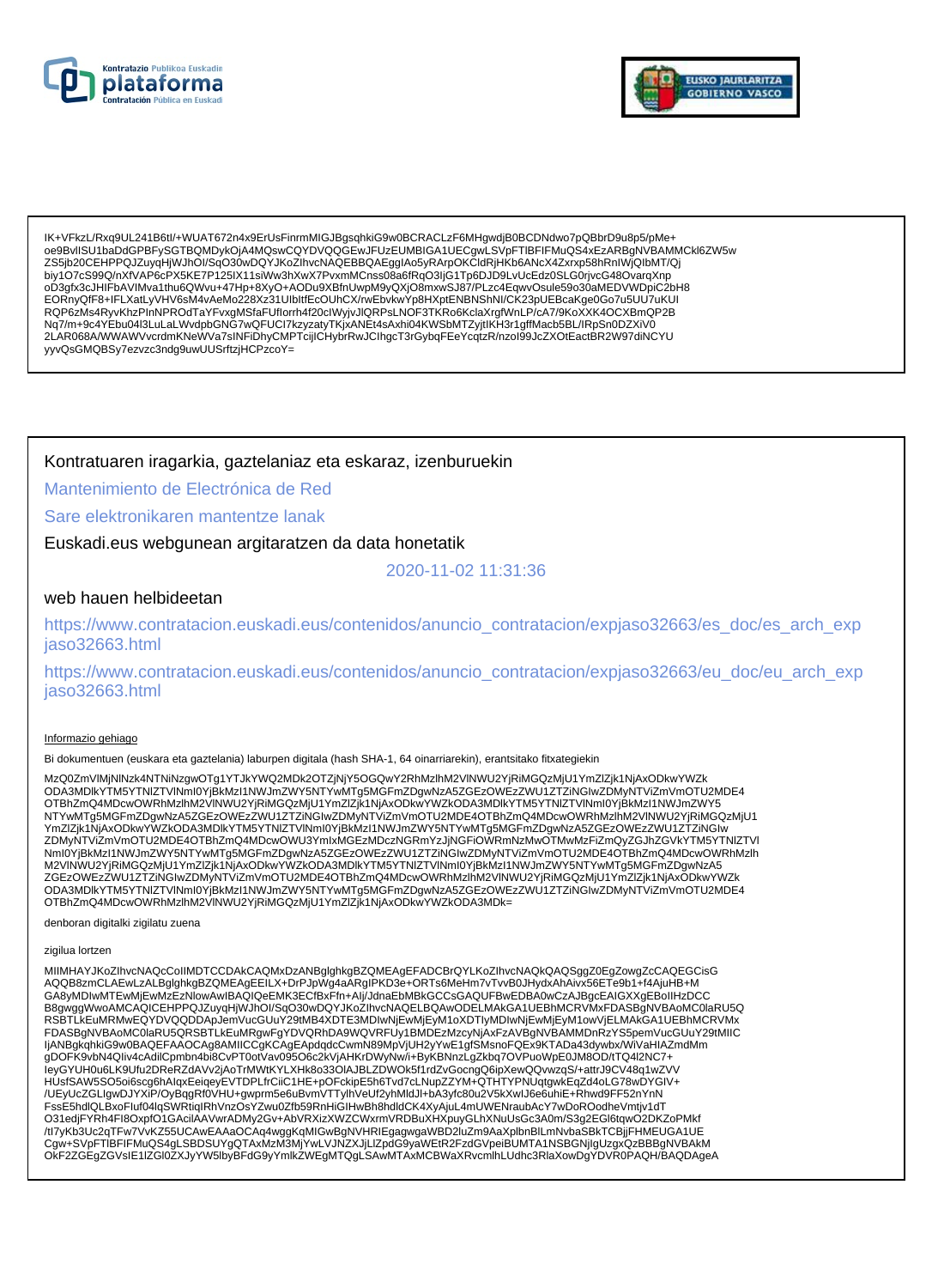IK+VFkzL/Rxq9UL241B6tI/+WUAT672n4x9ErUsFinrmMIGJBgsqhkiG9w0BCRACLzF6MHgwdjB0BCDNdwo7pQBbrD9u8p5/pMe+
oe9BvlISU1baDdGPBFySGTBQMDykOjA4MQswCQYDVQQGEwJFUzEUMBIGA1UECgwLSVpFTlBFIFMuQS4xEzARBgNVBAMMCkl6ZW5w
ZS5jb20CEHPPQJZuyqHjWJhOl/SqO30wDQYJKoZIhvcNAQEBBQAEggIAo5yRArpOKCldRjHKb6ANcX4Zxrxp58hRnlWjQIbMT/Qj
biy1O7cS99Q/nXfVAP6cPX5KE7P125lX11siWw3hXwX7PvxmMCnss08a6fRqO3IjG1Tp6DJD9LvUcEdz0SLG0rjvcG48OvarqXnp
oD3gfx3cJHIFbAVIMva1thu6QWvu+47Hp+8XyO+AODu9XBfnUwpM9yQXjO8mxwSJ87/PLzc4EqwvOsule59o30aMEDVWDpiC2bH8
EORnyQfF8+IFLXatLyVHV6sM4vAeMo228Xz31UIbltfEcOUhCX/rwEbvkwYp8HXptENBNShNI/CK23pUEBcaKge0Go7u5UU7uKUI
RQP6zMs4RyvKhzPlnNPROdTaYFvxgMSfaFUflorrh4f20clWyjvJlQRPsLNOF3TKRo6KclaXrgfWnLP/cA7/9KoXXK4OCXBmQP2B
Nq7/m+9c4YEbu04l3LuLaLWvdpbGNG7wQFUCl7kzyzatyTKjxANEt4sAxhi04KWSbMTZyjtIKH3r1gffMacb5BL/IRpSn0DZXiV0
2LAR068A/WWAWVvcrdmKNeWVa7sINFiDhyCMPTcijlCHybrRwJCIhgcT3rGybqFEeYcqtzR/nzol99JcZXOtEactBR2W97diNCYU
yyvQsGMQBSy7ezvzc3ndg9uwUUSrftzjHCPzcoY=

Kontratuaren iragarkia, gaztelaniaz eta eskaraz, izenburuekin

Mantenimiento de Electrónica de Red

Sare elektronikaren mantentze lanak

Euskadi.eus webgunean argitaratzen da data honetatik

2020-11-02 11:31:36

web hauen helbideetan

https://www.contratacion.euskadi.eus/contenidos/anuncio_contratacion/expjaso32663/es_doc/es_arch_expjaso32663.html

https://www.contratacion.euskadi.eus/contenidos/anuncio_contratacion/expjaso32663/eu_doc/eu_arch_expjaso32663.html

Informazio gehiago

Bi dokumentuen (euskara eta gaztelania) laburpen digitala (hash SHA-1, 64 oinarriarekin), erantsitako fitxategiekin

MzQ0ZmVlMjNlNzk4NTNiNzgwOTg1YTJkYWQ2MDk2OTZjNjY5OGQwY2RhMzlhM2VlNWU2YjRiMGQzMjU1YmZlZjk1NjAxODkwYWZk
ODA3MDlkYTM5YTNlZTVlNmI0YjBkMzI1NWJmZWY5NTYwMTg5MGFmZDgwNzA5ZGEzOWEzZWU1ZTZiNGIwZDMyNTViZmVmOTU2MDE4
OTBhZmQ4MDcwOWRhMzlhM2VlNWU2YjRiMGQzMjU1YmZlZjk1NjAxODkwYWZkODA3MDlkYTM5YTNlZTVlNmI0YjBkMzI1NWJmZWY5
NTYwMTg5MGFmZDgwNzA5ZGEzOWEzZWU1ZTZiNGIwZDMyNTViZmVmOTU2MDE4OTBhZmQ4MDcwOWRhMzlhM2VlNWU2YjRiMGQzMjU1
YmZlZjk1NjAxODkwYWZkODA3MDlkYTM5YTNlZTVlNmI0YjBkMzI1NWJmZWY5NTYwMTg5MGFmZDgwNzA5ZGEzOWEzZWU1ZTZiNGIw
ZDMyNTViZmVmOTU2MDE4OTBhZmQ4MDcwOWU3YmIxMGEzMDczNGRmYzJjNGFiOWRmNzMwOTMwMzFiZmQyZGJhZGVkYTM5YTNlZTVl
NmI0YjBkMzI1NWJmZWY5NTYwMTg5MGFmZDgwNzA5ZGEzOWEzZWU1ZTZiNGIwZDMyNTViZmVmOTU2MDE4OTBhZmQ4MDcwOWRhMzlh
M2VlNWU2YjRiMGQzMjU1YmZlZjk1NjAxODkwYWZkODA3MDlkYTM5YTNlZTVlNmI0YjBkMzI1NWJmZWY5NTYwMTg5MGFmZDgwNzA5
ZGEzOWEzZWU1ZTZiNGIwZDMyNTViZmVmOTU2MDE4OTBhZmQ4MDcwOWRhMzlhM2VlNWU2YjRiMGQzMjU1YmZlZjk1NjAxODkwYWZk
ODA3MDlkYTM5YTNlZTVlNmI0YjBkMzI1NWJmZWY5NTYwMTg5MGFmZDgwNzA5ZGEzOWEzZWU1ZTZiNGIwZDMyNTViZmVmOTU2MDE4
OTBhZmQ4MDcwOWRhMzlhM2VlNWU2YjRiMGQzMjU1YmZlZjk1NjAxODkwYWZkODA3MDk=

denboran digitalki zigilatu zuena

zigilua lortzen

MIIMHAYJKoZIhvcNAQcCoIIMDTCCDAkCAQMxDzANBglghkgBZQMEAgEFADCBrQYLKoZIhvcNAQkQAQSggZ0EgZowgZcCAQEGCisG
AQQB8zmCLAEwLzALBglghkgBZQMEAgEEILX+DrPJpWg4aARgIPKD3e+ORTs6MeHm7vTvvB0JHydxAhAivx56ETe9b1+f4AjuHB+M
GA8yMDIwMTEwMjEwMzEzNlowAwIBAQIQeEMK3ECfBxFfn+Alj/JdnaEbMBkGCCsGAQUFBwEDBA0wCzAJBgcEAIGXXgEBoIIHzDCC
B8gwggWwoAMCAQICEHPPQJZuyqHjWJhOl/SqO30wDQYJKoZIhvcNAQELBQAwODELMAkGA1UEBhMCRVMxFDASBgNVBAoMC0laRU5Q
RSBTLkEuMRMwEQYDVQQDDApJemVucGUuY29tMB4XDTE3MDIwNjEwMjEyM1oXDTIyMDIwNjEwMjEyM1owVjELMAkGA1UEBhMCRVMx
FDASBgNVBAoMC0laRU5QRSBTLkEuMRgwFgYDVQRhDA9WQVRFUy1BMDEzMzcyNjAxFzAVBgNVBAMMDnRzYS5pemVucGUuY29tMIIC
IjANBgkqhkiG9w0BAQEFAAOCAg8AMIICCgKCAgEApdqdcCwmN89MpVjUH2yYwE1gfSMsnoFQEx9KTADa43dywbx/WiVaHIAZmdMm
gDOFK9vbN4QIiv4cAdilCpmbn4bi8CvPT0otVav095O6c2kVjAHKrDWyNw/i+ByKBNnzLgZkbq7OVPuoWpE0JM8OD/tTQ4l2NC7+
IeyGYUH0u6LK9Ufu2DReRZdAVv2jAoTrMWtKYLXHk8o33OlAJBLZDWOk5f1rdZvGocngQ6ipXewQQvwzqS/+attrJ9CV48q1wZVV
HUsfSAW5SO5oi6scg6hAlqxEeiqeyEVTDPLfrCiiC1HE+pOFckipE5h6Tvd7cLNupZZYM+QTHTYPNUqtgwkEqZd4oLG78wDYGIV+
/UEyUcZGLlgwDJYXiP/OyBqgRf0VHU+gwprm5e6uBvmVTTylhVeUf2yhMldJl+bA3yfc80u2V5kXwlJ6e6uhiE+Rhwd9FF52nYnN
FssE5hdlQLBxoFIuf04lqSWRtiqIRhVnzOsYZwu0Zfb59RnHiGIHwBh8hdldCK4XyAjuL4mUWENraubAcY7wDoROodheVmtjv1dT
O31edjFYRh4FI8OxpfO1GAcilAAVwrADMy2Gv+AbVRXizXWZCWxrmVRDBuXHXpuyGLhXNuUsGc3A0m/S3g2EGl6tqwO2DKZoPMkf
/tI7yKb3Uc2qTFw7VvKZ55UCAwEAAaOCAq4wggKqMIGwBgNVHRIEgagwgaWBD2luZm9AaXplbnBlLmNvbaSBkTCBjjFHMEUGA1UE
Cgw+SVpFTlBFIFMuQS4gLSBDSUYgQTAxMzM3MjYwLVJNZXJjLlZpdG9yaWEtR2FzdGVpeiBUMTA1NSBGNjIgUzgxQzBBBgNVBAkM
OkF2ZGEgZGVsIE1lZGl0ZXJyYW5lbyBFdG9yYmlkZWEgMTQgLSAwMTAxMCBWaXRvcmlhLUdhc3RlaXowDgYDVR0PAQH/BAQDAgeA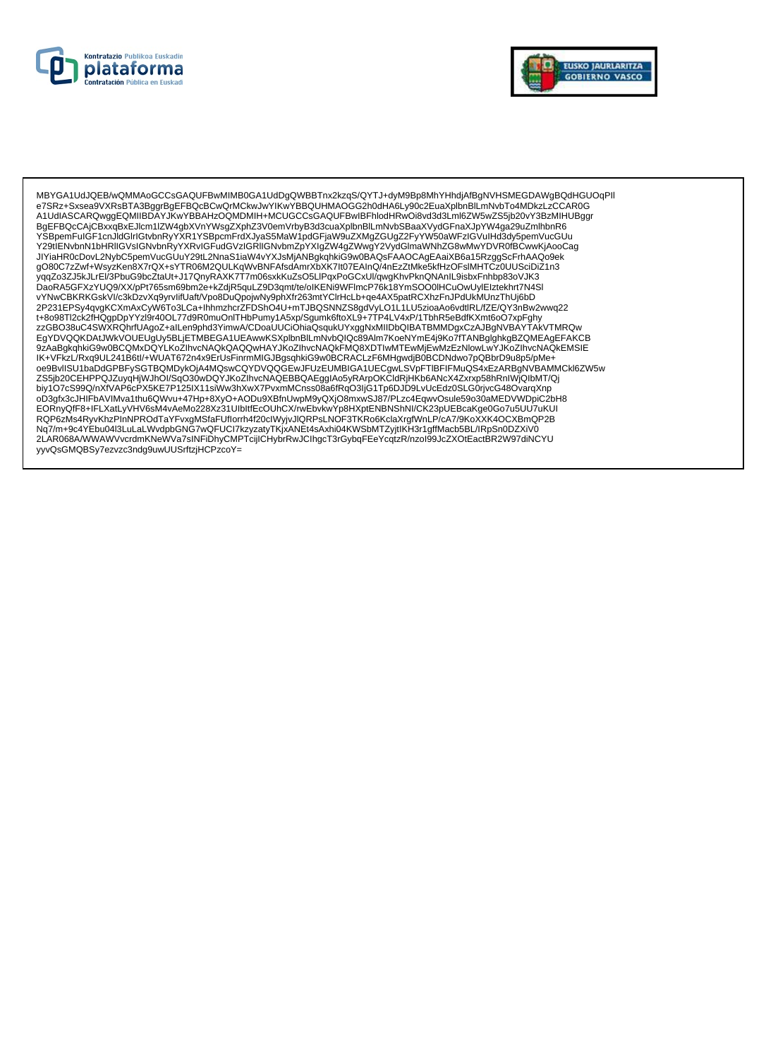MBYGA1UdJQEB/wQMMAoGCCsGAQUFBwMIMB0GA1UdDgQWBBTnx2kzqS/QYTJ+dyM9Bp8MhYHhdjAfBgNVHSMEGDAWgBQdHGUOqPIl
e7SRz+Sxsea9VXRsBTA3BggrBgEFBQcBCwQrMCkwJwYIKwYBBQUHMAOGG2h0dHA6Ly90c2EuaXplbnBlLmNvbTo4MDkzLzCCAR0G
A1UdIASCARQwggEQMIIBDAYJKwYBBAHzOQMDMIH+MCUGCCsGAQUFBwIBFhlodHRwOi8vd3d3Lml6ZW5wZS5jb20vY3BzMIHUBggr
BgEFBQcCAjCBxxqBxEJlcm1lZW4gbXVnYWsgZXphZ3V0emVrbyB3d3cuaXplbnBlLmNvbSBaaXVydGFnaXJpYW4ga29uZmlhbnR6
YSBpemFuIGF1cnJldGlrIGtvbnRyYXR1YSBpcmFrdXJyaS5MaW1pdGFjaW9uZXMgZGUgZ2FyYW50aWFzIGVuIHd3dy5pemVucGUu
Y29tIENvbnN1bHRlIGVsIGNvbnRyYXRvIGFudGVzIGRlIGNvbmZpYXIgZW4gZWwgY2VydGlmaWNhZG8wMwYDVR0fBCwwKjAooCag
JIYiaHR0cDovL2NybC5pemVucGUuY29tL2NnaS1iaW4vYXJsMjANBgkqhkiG9w0BAQsFAAOCAgEAaiXB6a15RzggScFrhAAQo9ek
gO80C7zZwf+WsyzKen8X7rQX+sYTR06M2QULKqWvBNFAfsdAmrXbXK7lt07EAInQ/4nEzZtMke5kfHzOFslMHTCz0UUSciDiZ1n3
yqqZo3ZJ5kJLrEl/3PbuG9bcZtaUt+J17QnyRAXK7T7m06sxkKuZsO5LlPqxPoGCxUl/qwgKhvPknQNAnIL9isbxFnhbp83oVJK3
DaoRA5GFXzYUQ9/XX/pPt765sm69bm2e+kZdjR5quLZ9D3qmt/te/oIKENi9WFlmcP76k18YmSOO0lHCuOwUylElztekhrt7N4Sl
vYNwCBKRKGskVl/c3kDzvXq9yrvIifUaft/Vpo8DuQpojwNy9phXfr263mtYClrHcLb+qe4AX5patRCXhzFnJPdUkMUnzThUj6bD
2P231EPSy4qvgKCXmAxCyW6To3LCa+lhhmzhcrZFDShO4U+mTJBQSNNZS8gdVyLO1L1LU5zioaAo6vdtlRL/fZE/QY3nBw2wwq22
t+8o98Tl2ck2fHQgpDpYYzl9r40OL77d9R0muOnlTHbPumy1A5xp/Sgumk6ftoXL9+7TP4LV4xP/1TbhR5eBdfKXmt6oO7xpFghy
zzGBO38uC4SWXRQhrfUAgoZ+alLen9phd3YimwA/CDoaUUCiOhiaQsqukUYxggNxMIIDbQIBATBMMDgxCzAJBgNVBAYTAkVTMRQw
EgYDVQQKDAtJWkVOUEUgUy5BLjETMBEGA1UEAwwKSXplbnBlLmNvbQIQc89Alm7KoeNYmE4j9Ko7fTANBglghkgBZQMEAgEFAKCB
9zAaBgkqhkiG9w0BCQMxDQYLKoZIhvcNAQkQAQQwHAYJKoZIhvcNAQkFMQ8XDTIwMTEwMjEwMzEzNlowLwYJKoZIhvcNAQkEMSIE
IK+VFkzL/Rxq9UL241B6tl/+WUAT672n4x9ErUsFinrmMIGJBgsqhkiG9w0BCRACLzF6MHgwdjB0BCDNdwo7pQBbrD9u8p5/pMe+
oe9BvlISU1baDdGPBFySGTBQMDykOjA4MQswCQYDVQQGEwJFUzEUMBIGA1UECgwLSVpFTlBFIFMuQS4xEzARBgNVBAMMCkl6ZW5w
ZS5jb20CEHPPQJZuyqHjWJhOI/SqO30wDQYJKoZIhvcNAQEBBQAEggIAo5yRArpOKCldRjHKb6ANcX4Zxrxp58hRnlWjQIbMT/Qj
biy1O7cS99Q/nXfVAP6cPX5KE7P125lX11siWw3hXwX7PvxmMCnss08a6fRqO3IjG1Tp6DJD9LvUcEdz0SLG0rjvcG48OvarqXnp
oD3gfx3cJHIFbAVIMva1thu6QWvu+47Hp+8XyO+AODu9XBfnUwpM9yQXjO8mxwSJ87/PLzc4EqwvOsule59o30aMEDVWDpiC2bH8
EORnyQfF8+IFLXatLyVHV6sM4vAeMo228Xz31UlbltfEcOUhCX/rwEbvkwYp8HXptENBNShNl/CK23pUEBcaKge0Go7u5UU7uKUI
RQP6zMs4RyvKhzPlnNPROdTaYFvxgMSfaFUfIorrh4f20cIWyjvJlQRPsLNOF3TKRo6KclaXrgfWnLP/cA7/9KoXXK4OCXBmQP2B
Nq7/m+9c4YEbu04l3LuLaLWvdpbGNG7wQFUCI7kzyzatyTKjxANEt4sAxhi04KWSbMTZyjtIKH3r1gffMacb5BL/IRpSn0DZXiV0
2LAR068A/WWAWVvcrdmKNeWVa7sINFiDhyCMPTcijlCHybrRwJCIhgcT3rGybqFEeYcqtzR/nzoI99JcZXOtEactBR2W97diNCYU
yyvQsGMQBSy7ezvzc3ndg9uwUUSrftzjHCPzcoY=